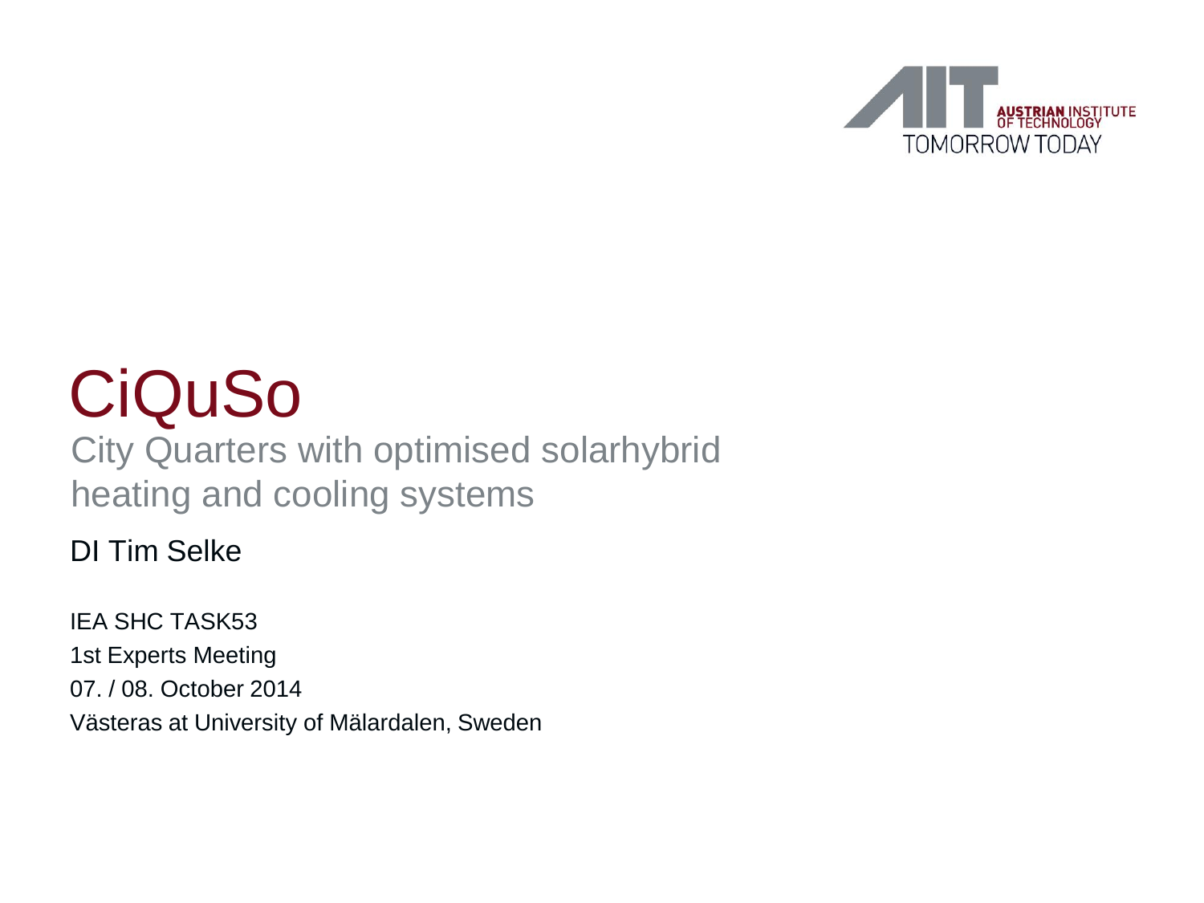AUSTRIAN INSTITUTE OF TECHNOLOGY
TOMORROW TODAY

# CiQuSo

## City Quarters with optimised solarhybrid heating and cooling systems

DI Tim Selke

IEA SHC TASK53
1st Experts Meeting
07. / 08. October 2014
Västeras at University of Mälardalen, Sweden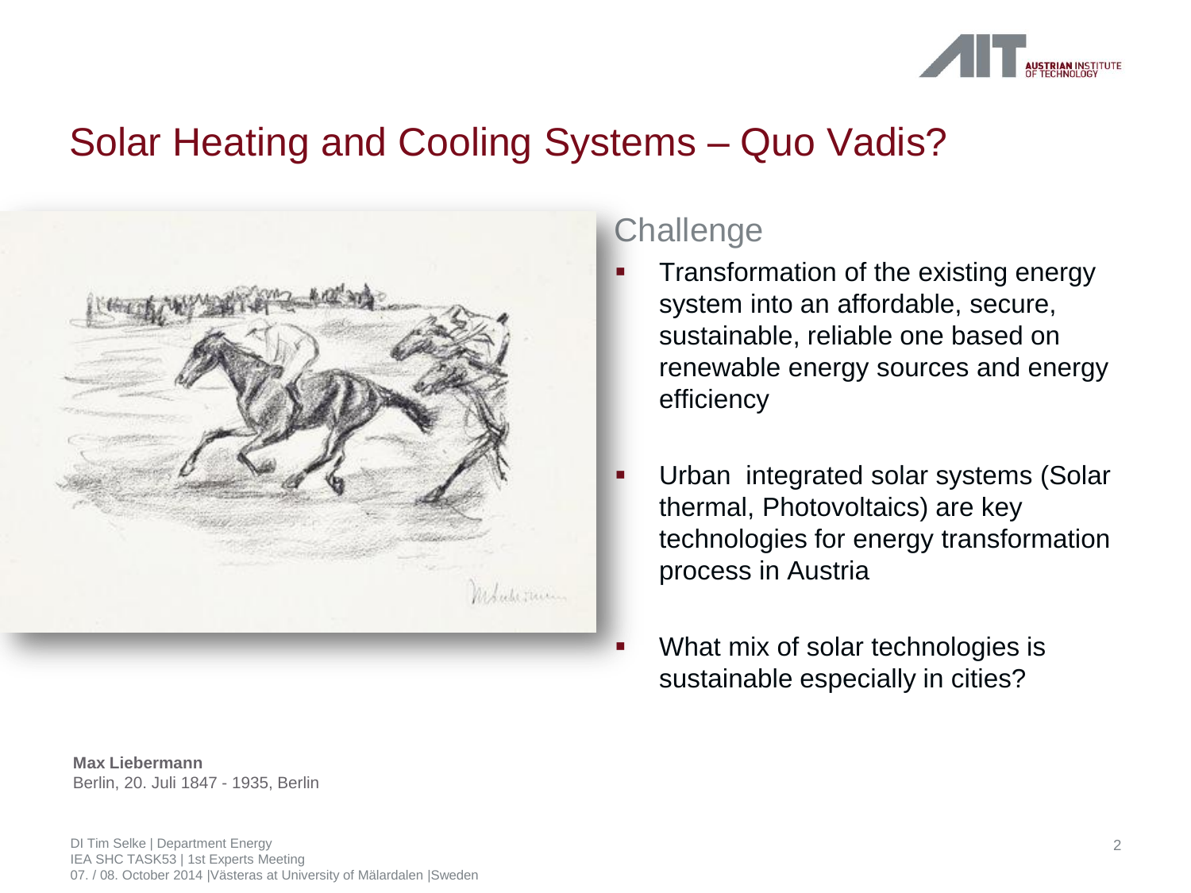# Solar Heating and Cooling Systems – Quo Vadis?

## Challenge

- Transformation of the existing energy system into an affordable, secure, sustainable, reliable one based on renewable energy sources and energy efficiency
- Urban  integrated solar systems (Solar thermal, Photovoltaics) are key technologies for energy transformation process in Austria
- What mix of solar technologies is sustainable especially in cities?

**Max Liebermann**
Berlin, 20. Juli 1847 - 1935, Berlin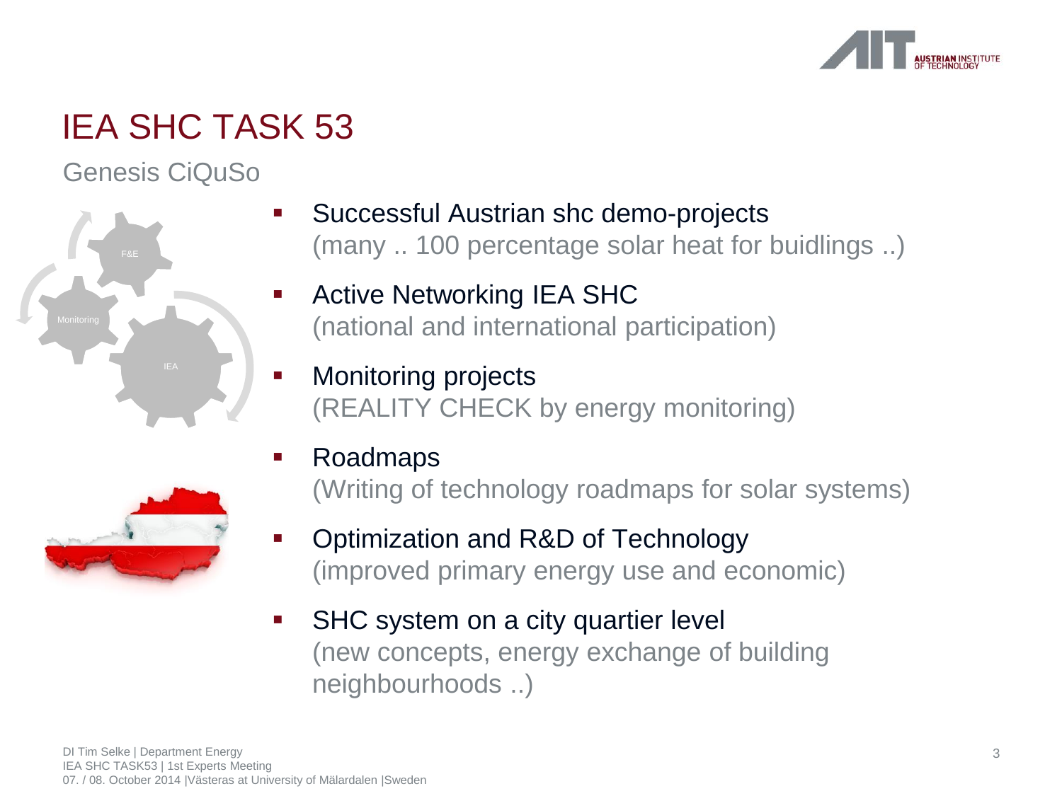# IEA SHC TASK 53

## Genesis CiQuSo

- Successful Austrian shc demo-projects
  (many .. 100 percentage solar heat for buidlings ..)
- Active Networking IEA SHC
  (national and international participation)
- Monitoring projects
  (REALITY CHECK by energy monitoring)
- Roadmaps
  (Writing of technology roadmaps for solar systems)
- Optimization and R&D of Technology
  (improved primary energy use and economic)
- SHC system on a city quartier level
  (new concepts, energy exchange of building neighbourhoods ..)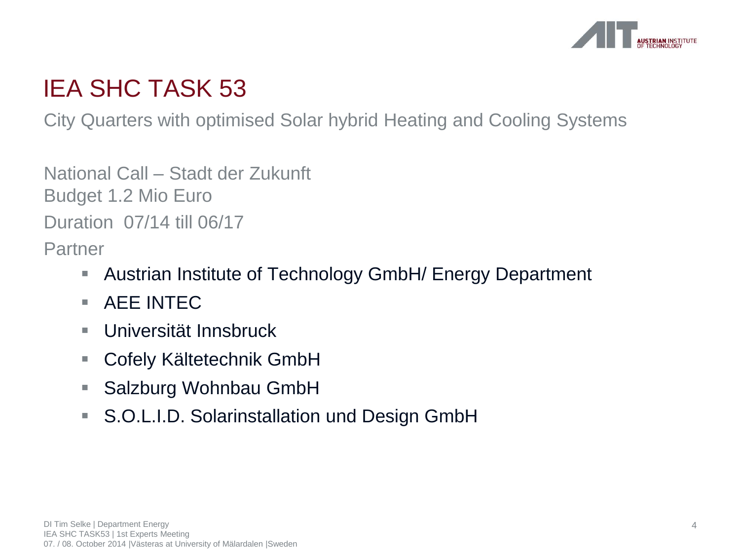# IEA SHC TASK 53

City Quarters with optimised Solar hybrid Heating and Cooling Systems

National Call – Stadt der Zukunft
Budget 1.2 Mio Euro
Duration 07/14 till 06/17
Partner

- Austrian Institute of Technology GmbH/ Energy Department
- AEE INTEC
- Universität Innsbruck
- Cofely Kältetechnik GmbH
- Salzburg Wohnbau GmbH
- S.O.L.I.D. Solarinstallation und Design GmbH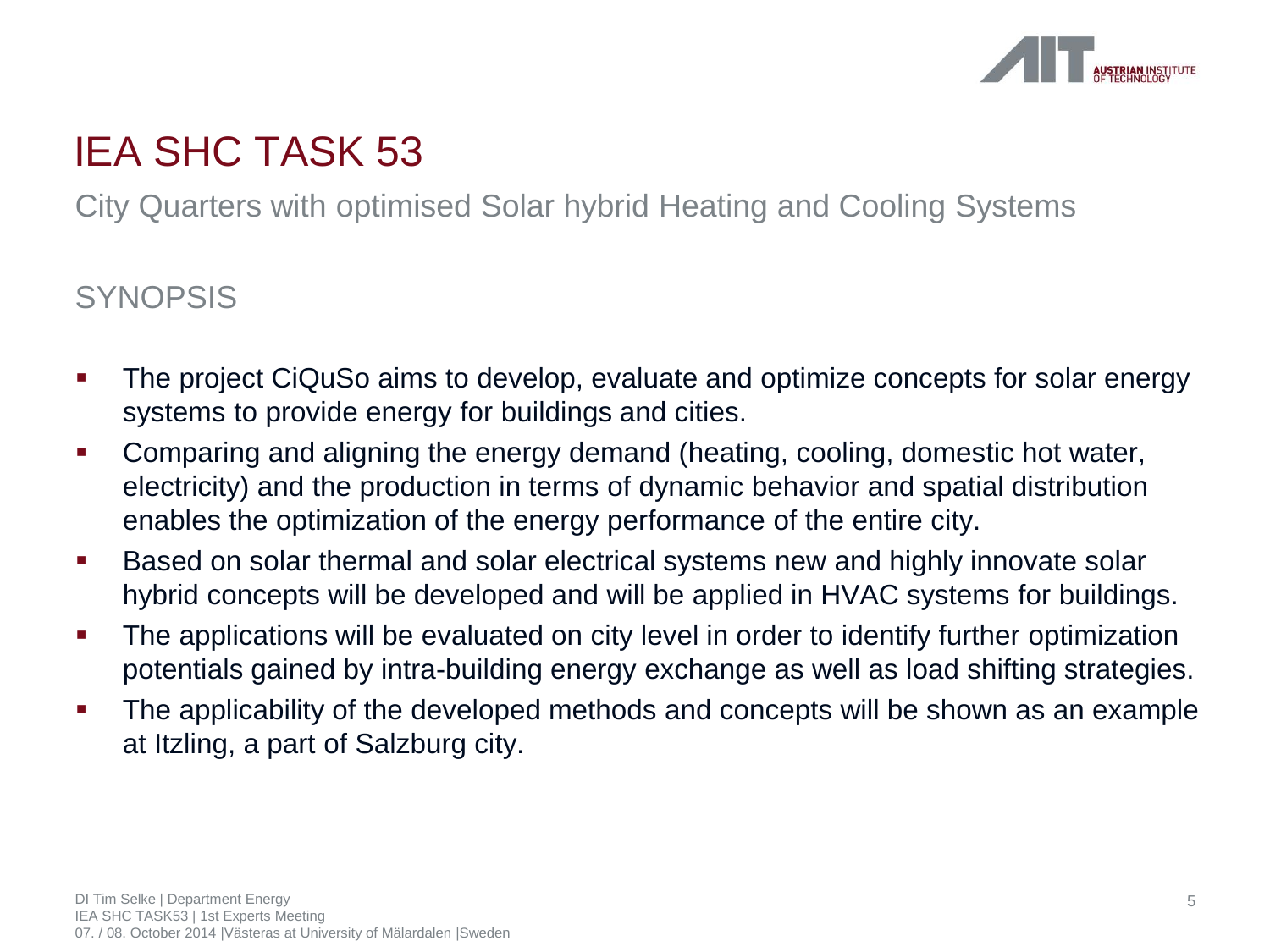# IEA SHC TASK 53

City Quarters with optimised Solar hybrid Heating and Cooling Systems

## SYNOPSIS

- The project CiQuSo aims to develop, evaluate and optimize concepts for solar energy systems to provide energy for buildings and cities.
- Comparing and aligning the energy demand (heating, cooling, domestic hot water, electricity) and the production in terms of dynamic behavior and spatial distribution enables the optimization of the energy performance of the entire city.
- Based on solar thermal and solar electrical systems new and highly innovate solar hybrid concepts will be developed and will be applied in HVAC systems for buildings.
- The applications will be evaluated on city level in order to identify further optimization potentials gained by intra-building energy exchange as well as load shifting strategies.
- The applicability of the developed methods and concepts will be shown as an example at Itzling, a part of Salzburg city.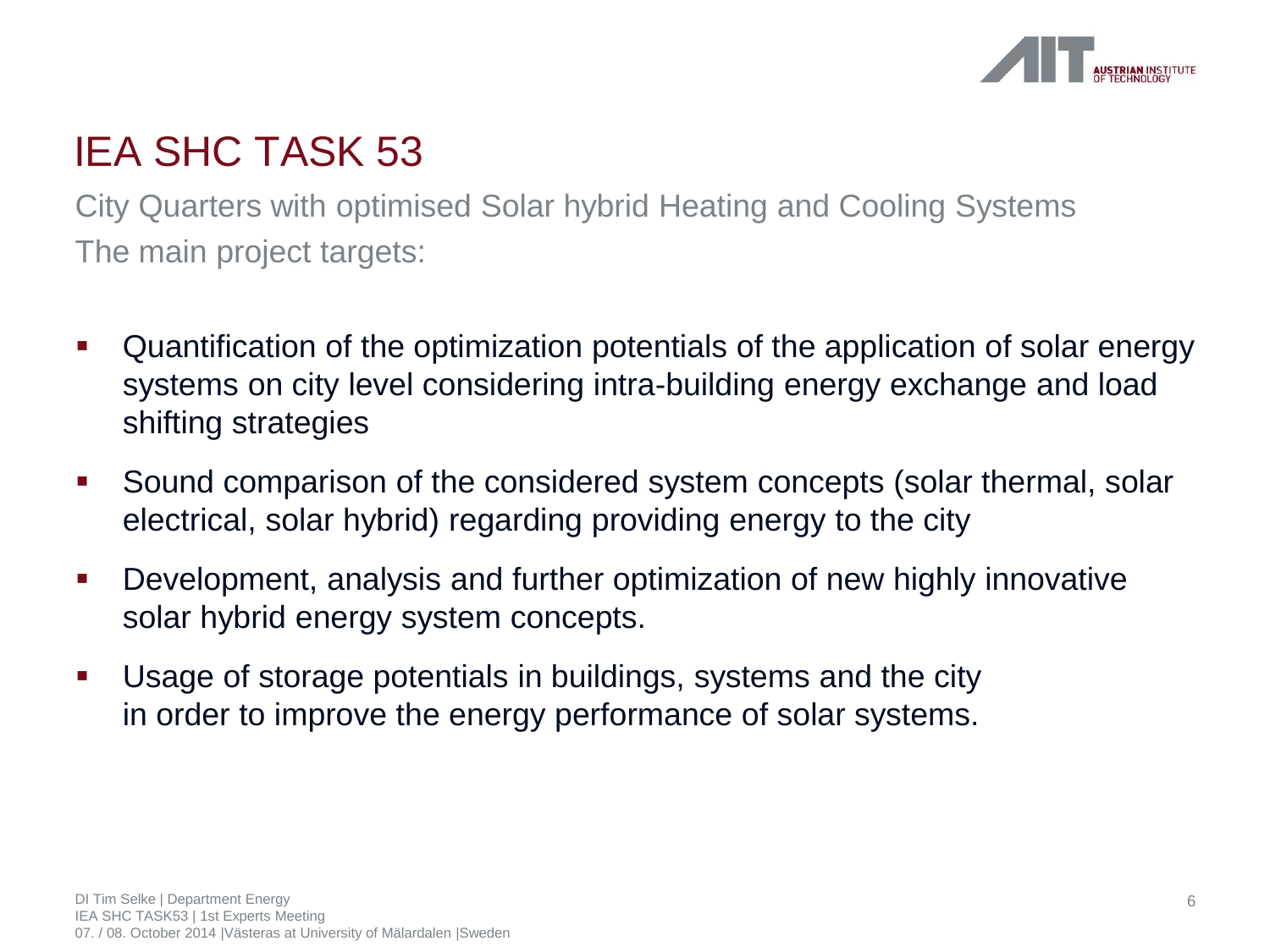# IEA SHC TASK 53

City Quarters with optimised Solar hybrid Heating and Cooling Systems

The main project targets:

- Quantification of the optimization potentials of the application of solar energy systems on city level considering intra-building energy exchange and load shifting strategies
- Sound comparison of the considered system concepts (solar thermal, solar electrical, solar hybrid) regarding providing energy to the city
- Development, analysis and further optimization of new highly innovative solar hybrid energy system concepts.
- Usage of storage potentials in buildings, systems and the city in order to improve the energy performance of solar systems.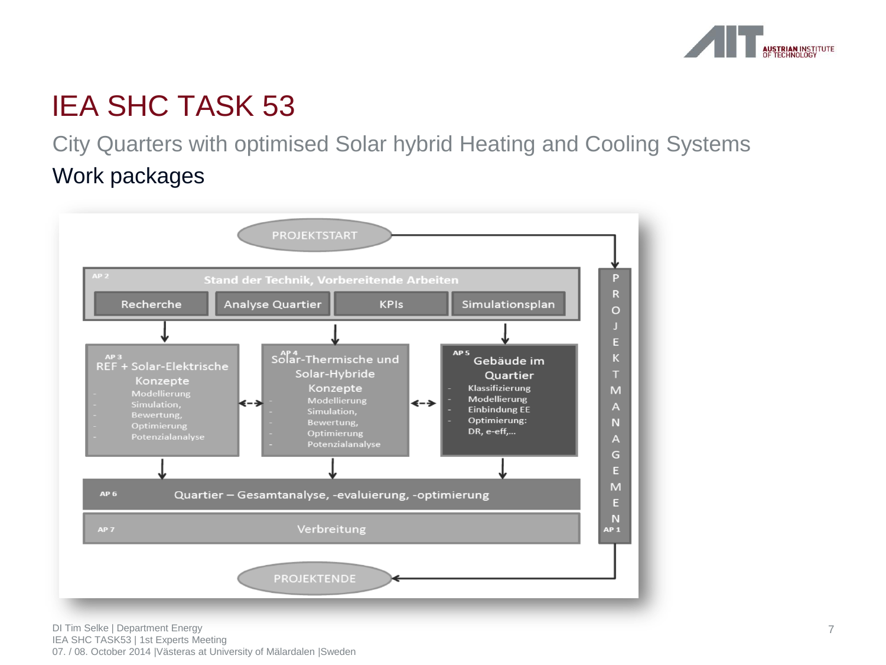# IEA SHC TASK 53

City Quarters with optimised Solar hybrid Heating and Cooling Systems

## Work packages

PROJEKTSTART

AP 2 — Stand der Technik, Vorbereitende Arbeiten
- Recherche
- Analyse Quartier
- KPIs
- Simulationsplan

AP 3 — REF + Solar-Elektrische Konzepte
- Modellierung
- Simulation,
- Bewertung,
- Optimierung
- Potenzialanalyse

AP 4 — Solar-Thermische und Solar-Hybride Konzepte
- Modellierung
- Simulation,
- Bewertung,
- Optimierung
- Potenzialanalyse

AP 5 — Gebäude im Quartier
- Klassifizierung
- Modellierung
- Einbindung EE
- Optimierung: DR, e-eff,…

AP 6 — Quartier – Gesamtanalyse, -evaluierung, -optimierung

AP 7 — Verbreitung

AP 1 — PROJEKTMANAGEMENT

PROJEKTENDE

DI Tim Selke | Department Energy
IEA SHC TASK53 | 1st Experts Meeting
07. / 08. October 2014 |Västeras at University of Mälardalen |Sweden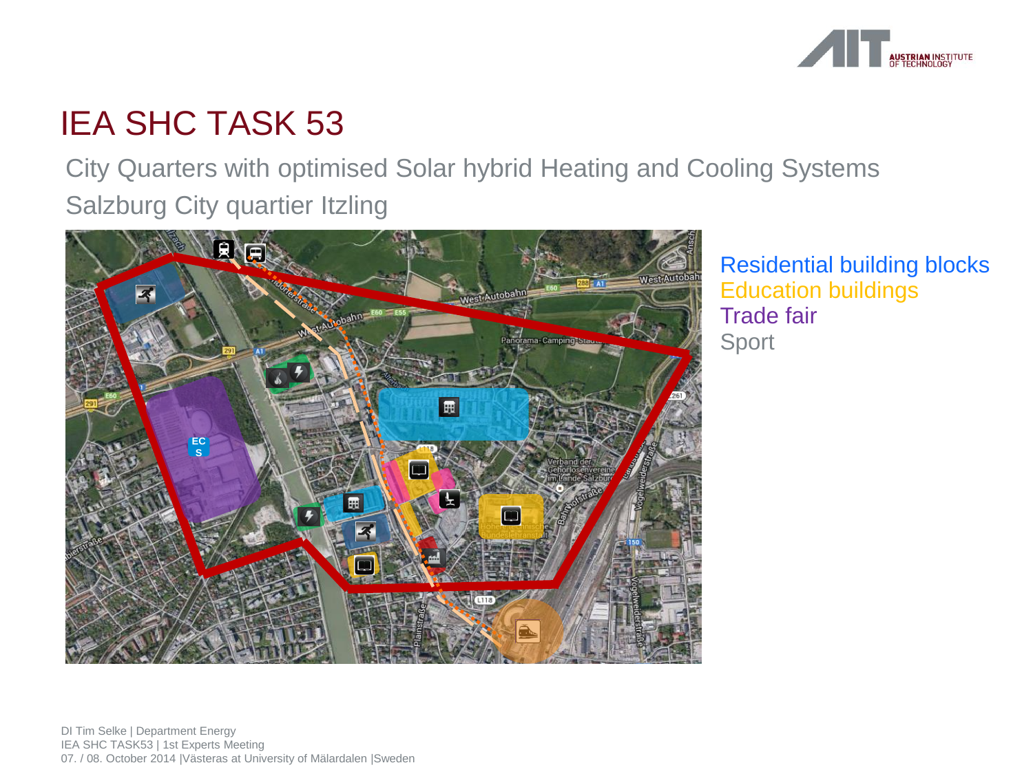# IEA SHC TASK 53

City Quarters with optimised Solar hybrid Heating and Cooling Systems

Salzburg City quartier Itzling

Residential building blocks
Education buildings
Trade fair
Sport

DI Tim Selke | Department Energy
IEA SHC TASK53 | 1st Experts Meeting
07. / 08. October 2014 |Västeras at University of Mälardalen |Sweden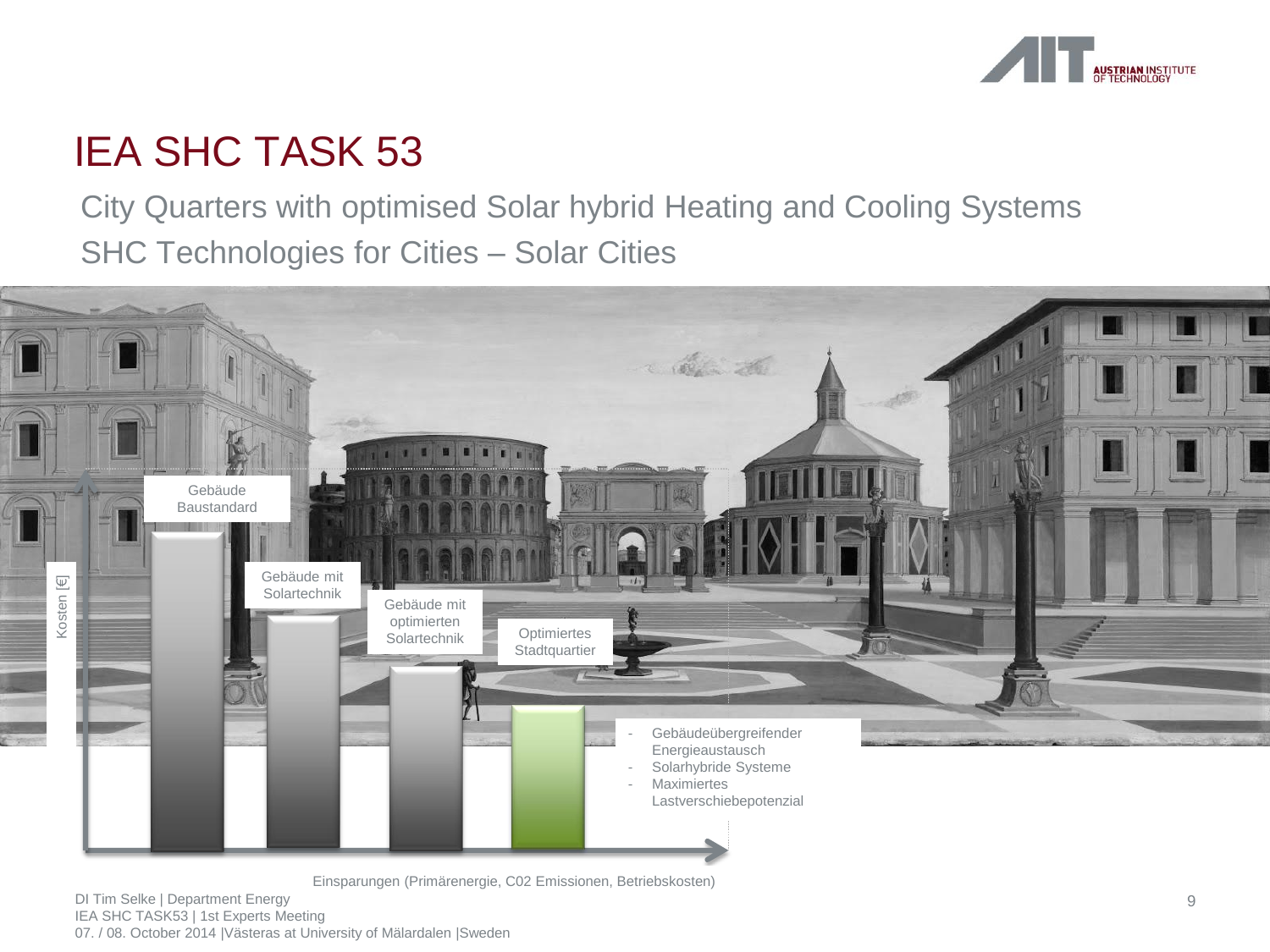# IEA SHC TASK 53

City Quarters with optimised Solar hybrid Heating and Cooling Systems

SHC Technologies for Cities – Solar Cities

Kosten [€]

Gebäude Baustandard

Gebäude mit Solartechnik

Gebäude mit optimierten Solartechnik

Optimiertes Stadtquartier

- Gebäudeübergreifender Energieaustausch
- Solarhybride Systeme
- Maximiertes Lastverschiebepotenzial

Einsparungen (Primärenergie, C02 Emissionen, Betriebskosten)

DI Tim Selke | Department Energy
IEA SHC TASK53 | 1st Experts Meeting
07. / 08. October 2014 |Västeras at University of Mälardalen |Sweden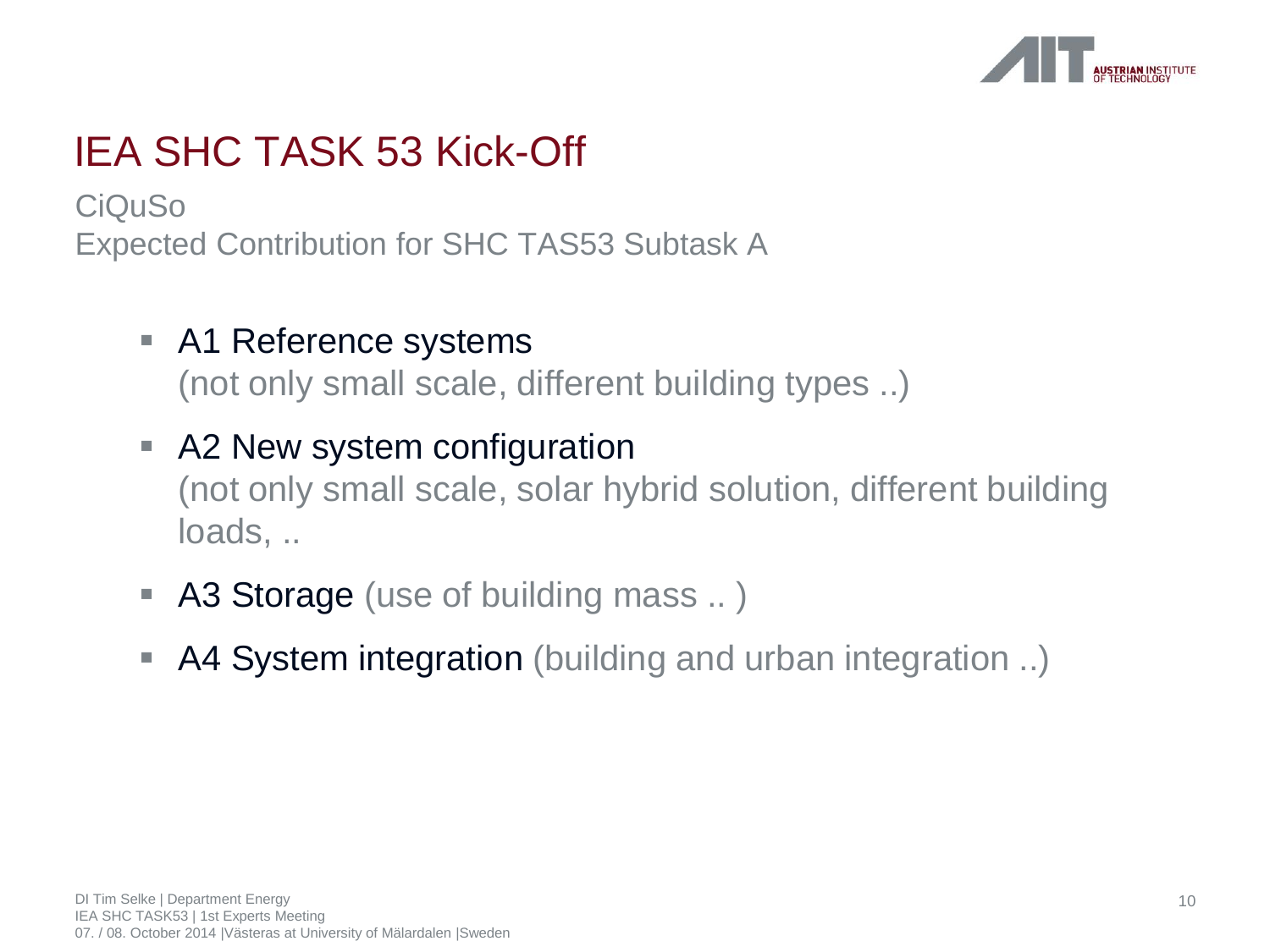# IEA SHC TASK 53 Kick-Off

CiQuSo
Expected Contribution for SHC TAS53 Subtask A

- A1 Reference systems
  (not only small scale, different building types ..)
- A2 New system configuration
  (not only small scale, solar hybrid solution, different building loads, ..
- A3 Storage (use of building mass .. )
- A4 System integration (building and urban integration ..)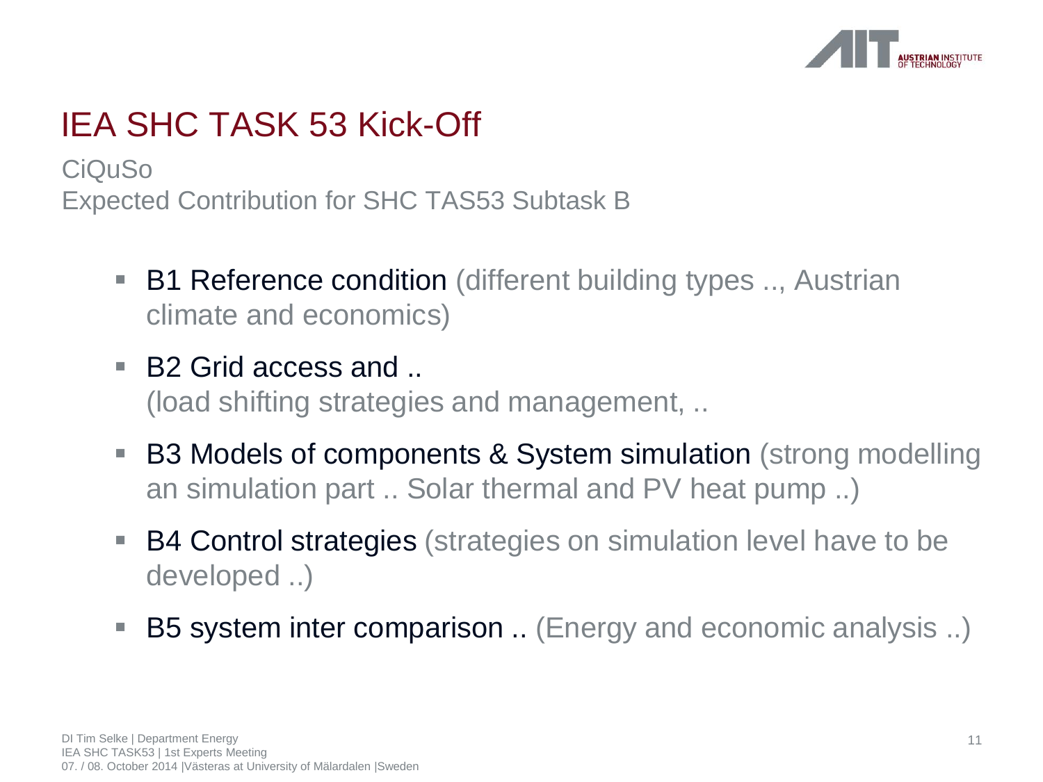# IEA SHC TASK 53 Kick-Off

CiQuSo
Expected Contribution for SHC TAS53 Subtask B

- B1 Reference condition (different building types .., Austrian climate and economics)
- B2 Grid access and ..
  (load shifting strategies and management, ..
- B3 Models of components & System simulation (strong modelling an simulation part .. Solar thermal and PV heat pump ..)
- B4 Control strategies (strategies on simulation level have to be developed ..)
- B5 system inter comparison .. (Energy and economic analysis ..)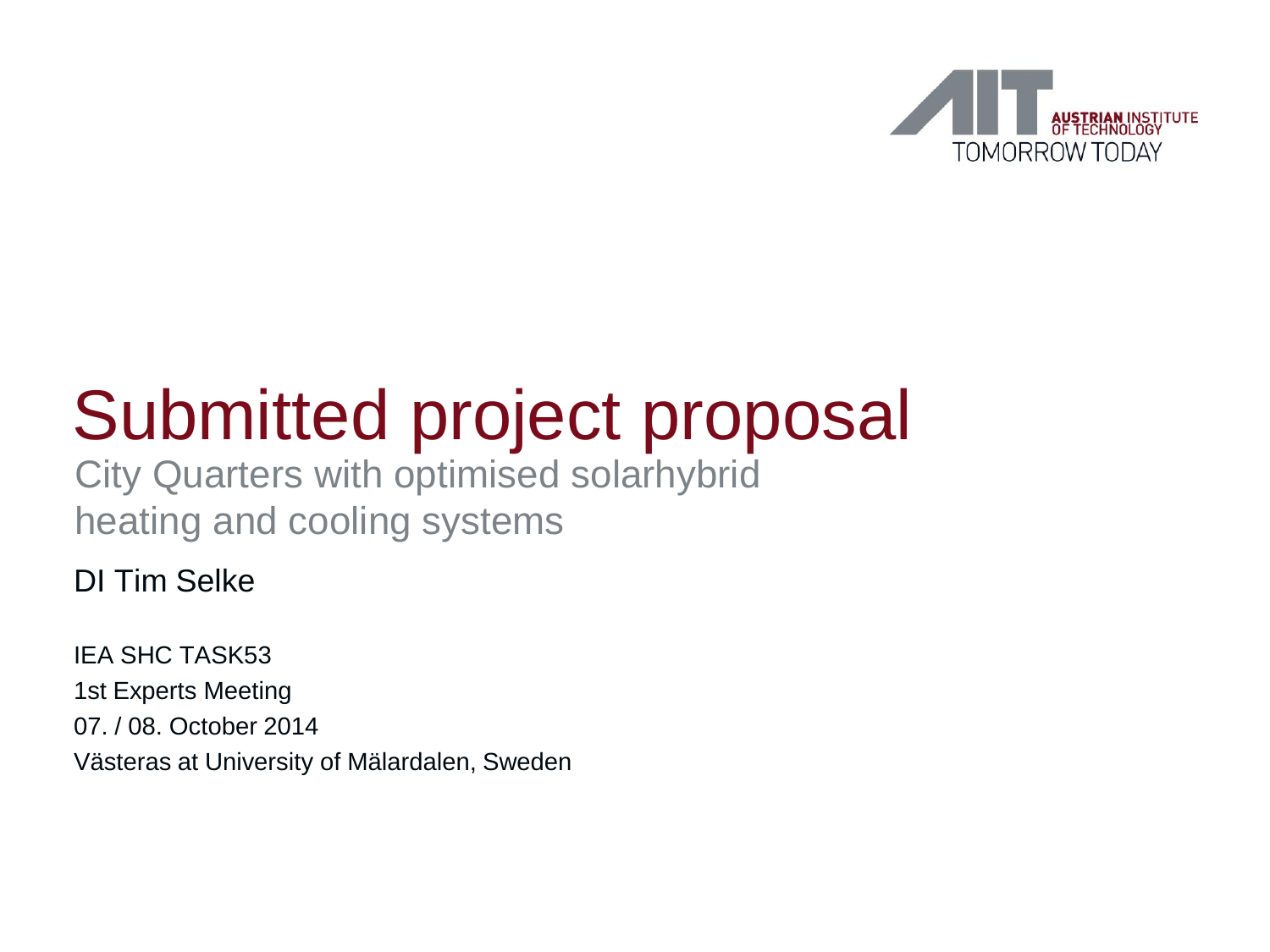# Submitted project proposal

## City Quarters with optimised solarhybrid heating and cooling systems

DI Tim Selke

IEA SHC TASK53

1st Experts Meeting

07. / 08. October 2014

Västeras at University of Mälardalen, Sweden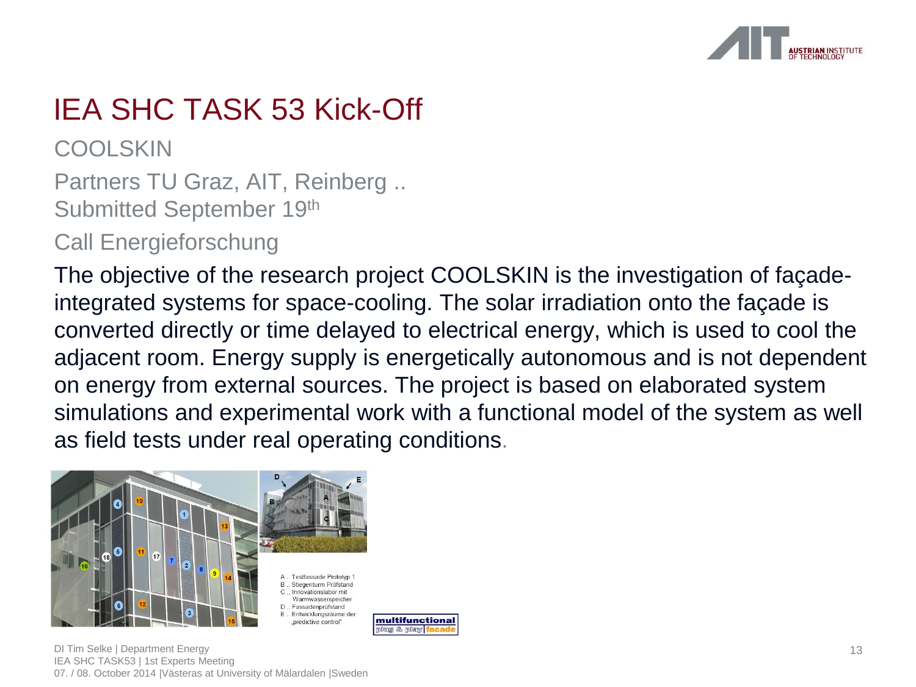# IEA SHC TASK 53 Kick-Off

COOLSKIN

Partners TU Graz, AIT, Reinberg ..
Submitted September 19th

Call Energieforschung

The objective of the research project COOLSKIN is the investigation of façade-integrated systems for space-cooling. The solar irradiation onto the façade is converted directly or time delayed to electrical energy, which is used to cool the adjacent room. Energy supply is energetically autonomous and is not dependent on energy from external sources. The project is based on elaborated system simulations and experimental work with a functional model of the system as well as field tests under real operating conditions.

A .. Testfassade Prototyp 1
B .. Stiegenturm Prüfstand
C .. Innovationslabor mit Warmwasserspeicher
D .. Fassadenprüfstand
E .. Entwicklungsräume der „predictive control"

multifunctional plug & play facade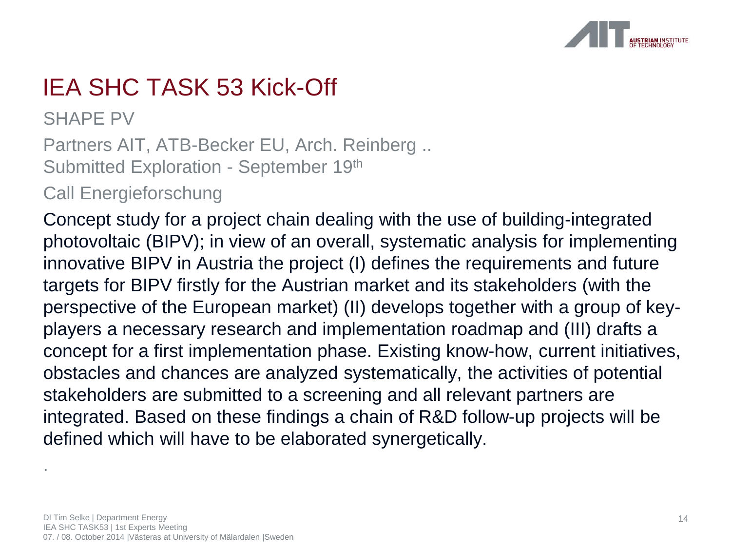# IEA SHC TASK 53 Kick-Off

SHAPE PV

Partners AIT, ATB-Becker EU, Arch. Reinberg ..
Submitted Exploration - September 19th

Call Energieforschung

Concept study for a project chain dealing with the use of building-integrated photovoltaic (BIPV); in view of an overall, systematic analysis for implementing innovative BIPV in Austria the project (I) defines the requirements and future targets for BIPV firstly for the Austrian market and its stakeholders (with the perspective of the European market) (II) develops together with a group of key-players a necessary research and implementation roadmap and (III) drafts a concept for a first implementation phase. Existing know-how, current initiatives, obstacles and chances are analyzed systematically, the activities of potential stakeholders are submitted to a screening and all relevant partners are integrated. Based on these findings a chain of R&D follow-up projects will be defined which will have to be elaborated synergetically.

.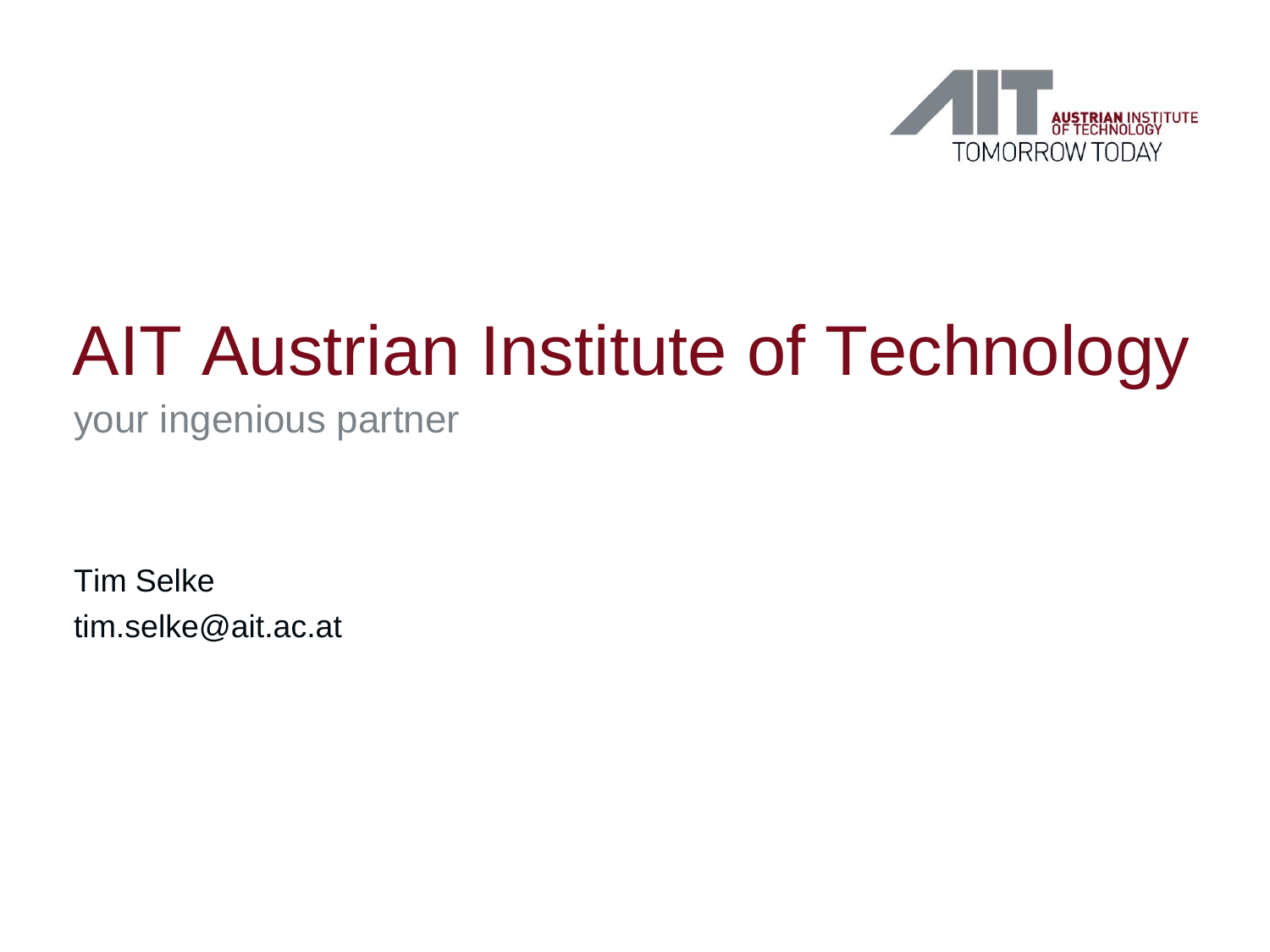AUSTRIAN INSTITUTE OF TECHNOLOGY
TOMORROW TODAY

# AIT Austrian Institute of Technology

your ingenious partner

Tim Selke
tim.selke@ait.ac.at